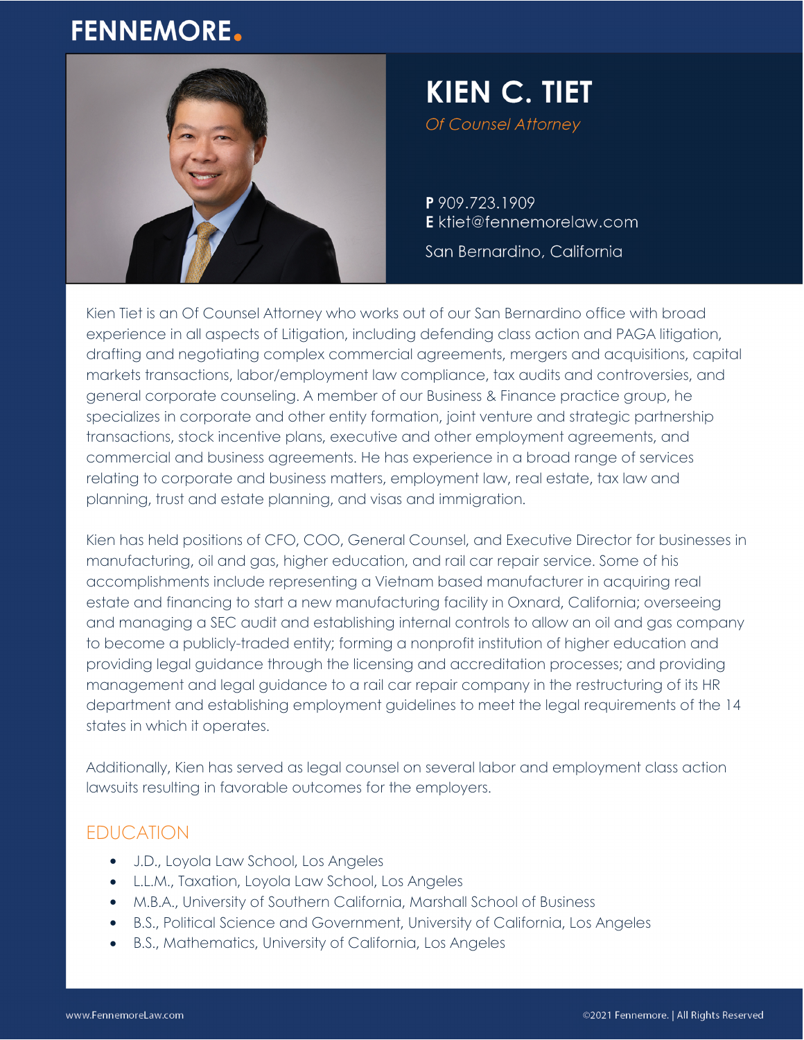FENNEMORE.

# KIEN C. TIET

*Of Counsel Attorney*

**P** 909.723.1909
**E** ktiet@fennemorelaw.com

San Bernardino, California

Kien Tiet is an Of Counsel Attorney who works out of our San Bernardino office with broad experience in all aspects of Litigation, including defending class action and PAGA litigation, drafting and negotiating complex commercial agreements, mergers and acquisitions, capital markets transactions, labor/employment law compliance, tax audits and controversies, and general corporate counseling. A member of our Business & Finance practice group, he specializes in corporate and other entity formation, joint venture and strategic partnership transactions, stock incentive plans, executive and other employment agreements, and commercial and business agreements. He has experience in a broad range of services relating to corporate and business matters, employment law, real estate, tax law and planning, trust and estate planning, and visas and immigration.

Kien has held positions of CFO, COO, General Counsel, and Executive Director for businesses in manufacturing, oil and gas, higher education, and rail car repair service. Some of his accomplishments include representing a Vietnam based manufacturer in acquiring real estate and financing to start a new manufacturing facility in Oxnard, California; overseeing and managing a SEC audit and establishing internal controls to allow an oil and gas company to become a publicly-traded entity; forming a nonprofit institution of higher education and providing legal guidance through the licensing and accreditation processes; and providing management and legal guidance to a rail car repair company in the restructuring of its HR department and establishing employment guidelines to meet the legal requirements of the 14 states in which it operates.

Additionally, Kien has served as legal counsel on several labor and employment class action lawsuits resulting in favorable outcomes for the employers.

## EDUCATION

- J.D., Loyola Law School, Los Angeles
- L.L.M., Taxation, Loyola Law School, Los Angeles
- M.B.A., University of Southern California, Marshall School of Business
- B.S., Political Science and Government, University of California, Los Angeles
- B.S., Mathematics, University of California, Los Angeles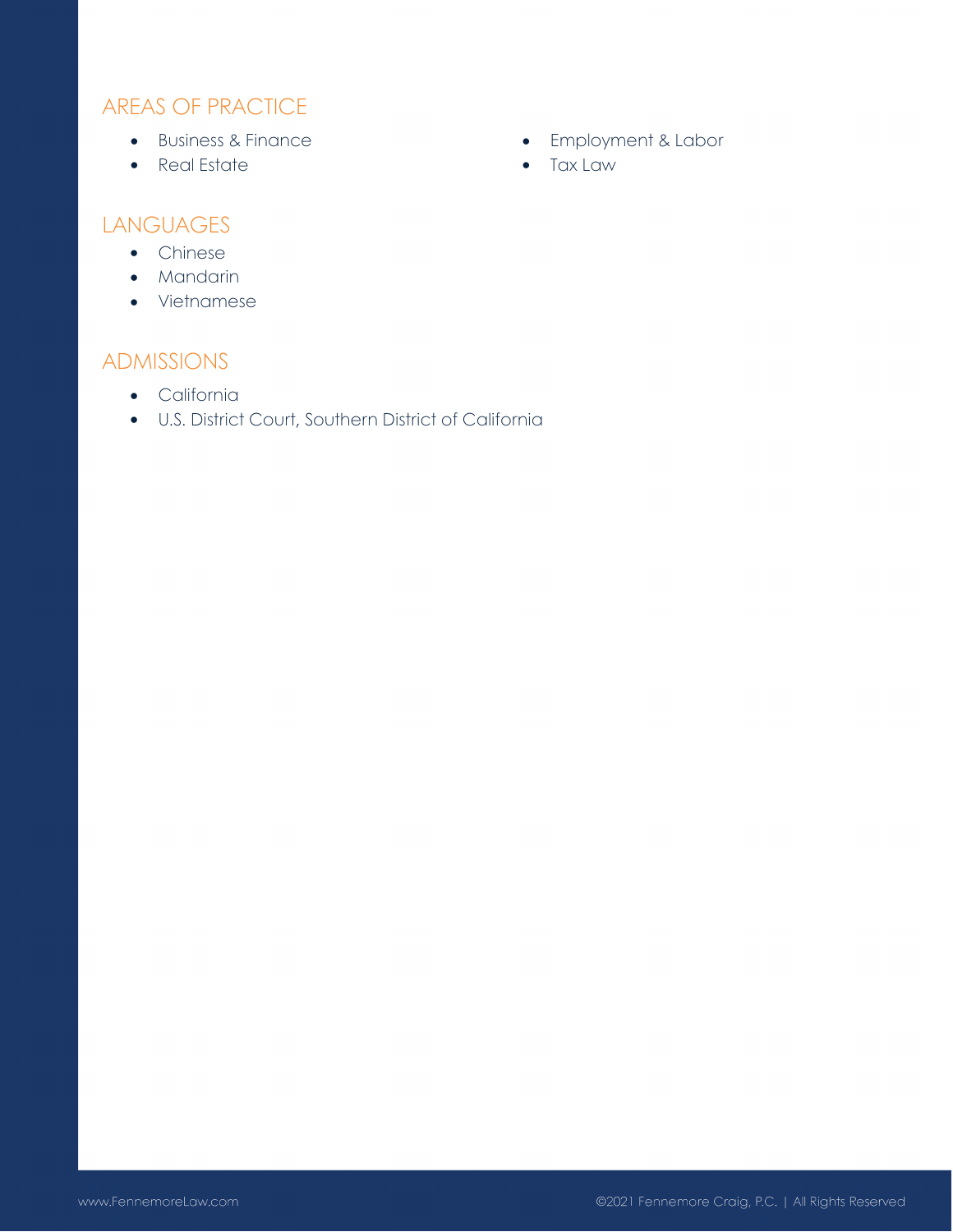## AREAS OF PRACTICE

- Business & Finance
- Real Estate
- Employment & Labor
- Tax Law

## LANGUAGES

- Chinese
- Mandarin
- Vietnamese

## ADMISSIONS

- California
- U.S. District Court, Southern District of California